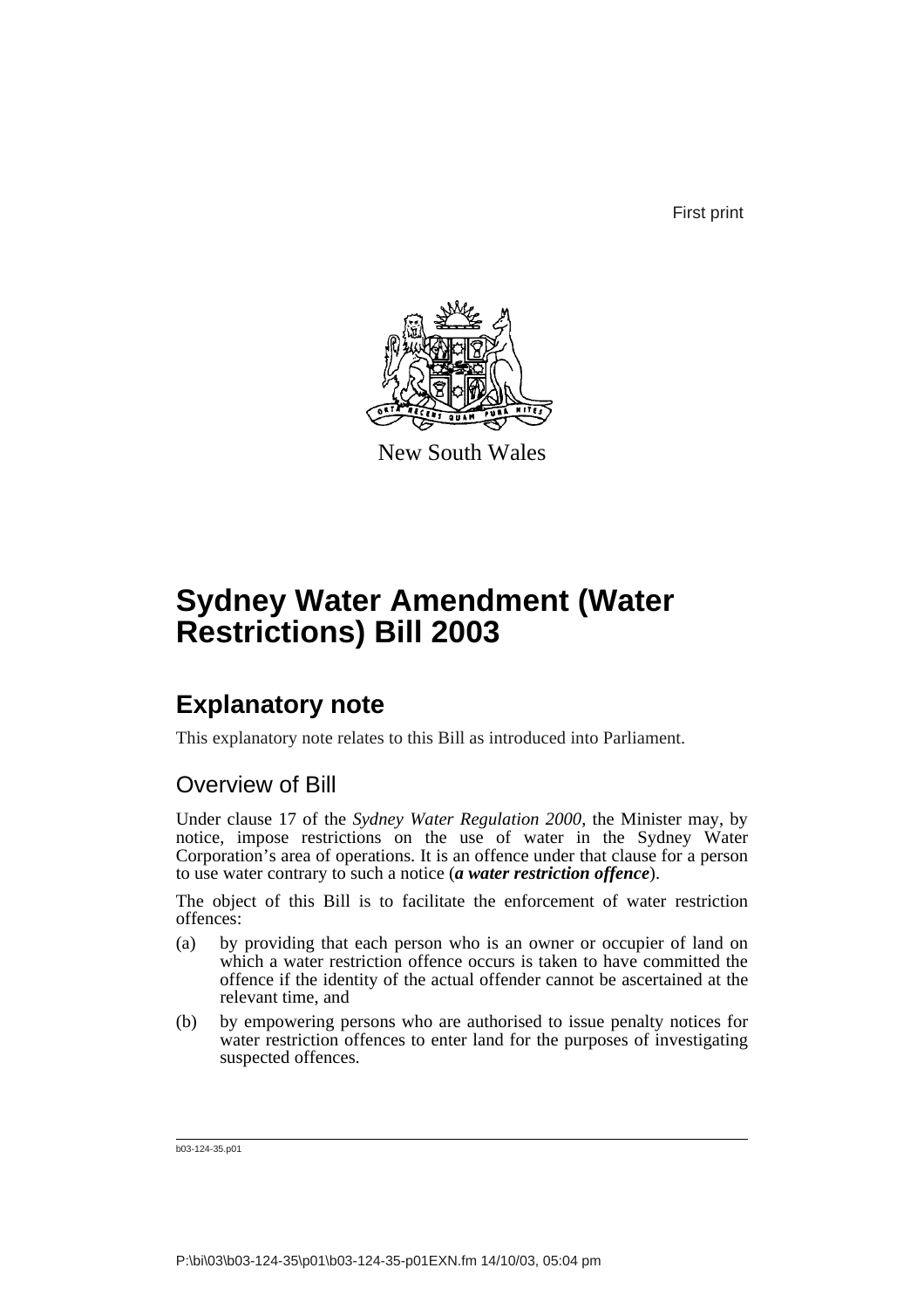First print

New South Wales

# Sydney Water Amendment (Water Restrictions) Bill 2003

## Explanatory note

This explanatory note relates to this Bill as introduced into Parliament.

### Overview of Bill

Under clause 17 of the *Sydney Water Regulation 2000*, the Minister may, by notice, impose restrictions on the use of water in the Sydney Water Corporation's area of operations. It is an offence under that clause for a person to use water contrary to such a notice (***a water restriction offence***).

The object of this Bill is to facilitate the enforcement of water restriction offences:

(a) by providing that each person who is an owner or occupier of land on which a water restriction offence occurs is taken to have committed the offence if the identity of the actual offender cannot be ascertained at the relevant time, and

(b) by empowering persons who are authorised to issue penalty notices for water restriction offences to enter land for the purposes of investigating suspected offences.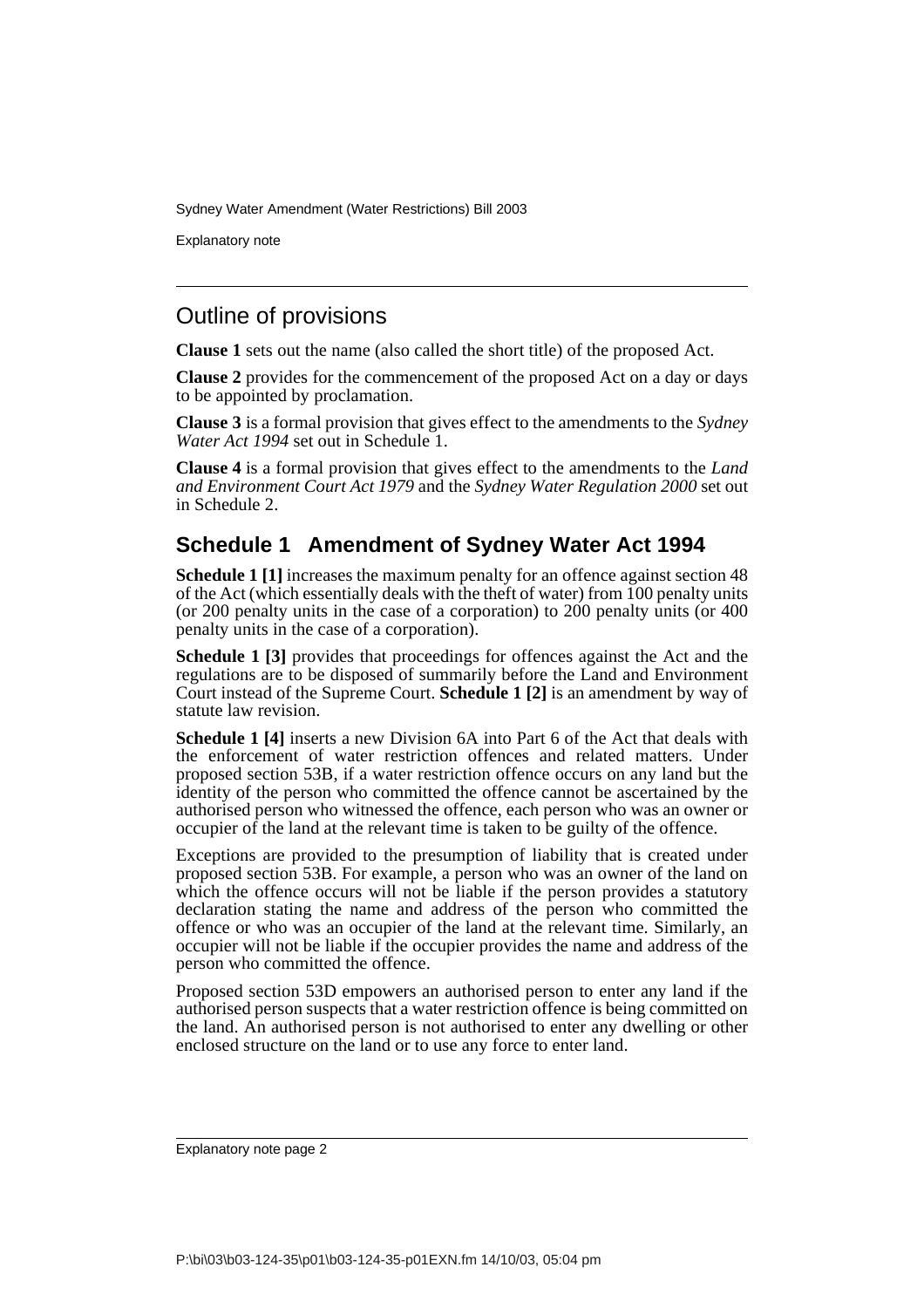## Outline of provisions

**Clause 1** sets out the name (also called the short title) of the proposed Act.

**Clause 2** provides for the commencement of the proposed Act on a day or days to be appointed by proclamation.

**Clause 3** is a formal provision that gives effect to the amendments to the *Sydney Water Act 1994* set out in Schedule 1.

**Clause 4** is a formal provision that gives effect to the amendments to the *Land and Environment Court Act 1979* and the *Sydney Water Regulation 2000* set out in Schedule 2.

### Schedule 1 Amendment of Sydney Water Act 1994

**Schedule 1 [1]** increases the maximum penalty for an offence against section 48 of the Act (which essentially deals with the theft of water) from 100 penalty units (or 200 penalty units in the case of a corporation) to 200 penalty units (or 400 penalty units in the case of a corporation).

**Schedule 1 [3]** provides that proceedings for offences against the Act and the regulations are to be disposed of summarily before the Land and Environment Court instead of the Supreme Court. **Schedule 1 [2]** is an amendment by way of statute law revision.

**Schedule 1 [4]** inserts a new Division 6A into Part 6 of the Act that deals with the enforcement of water restriction offences and related matters. Under proposed section 53B, if a water restriction offence occurs on any land but the identity of the person who committed the offence cannot be ascertained by the authorised person who witnessed the offence, each person who was an owner or occupier of the land at the relevant time is taken to be guilty of the offence.

Exceptions are provided to the presumption of liability that is created under proposed section 53B. For example, a person who was an owner of the land on which the offence occurs will not be liable if the person provides a statutory declaration stating the name and address of the person who committed the offence or who was an occupier of the land at the relevant time. Similarly, an occupier will not be liable if the occupier provides the name and address of the person who committed the offence.

Proposed section 53D empowers an authorised person to enter any land if the authorised person suspects that a water restriction offence is being committed on the land. An authorised person is not authorised to enter any dwelling or other enclosed structure on the land or to use any force to enter land.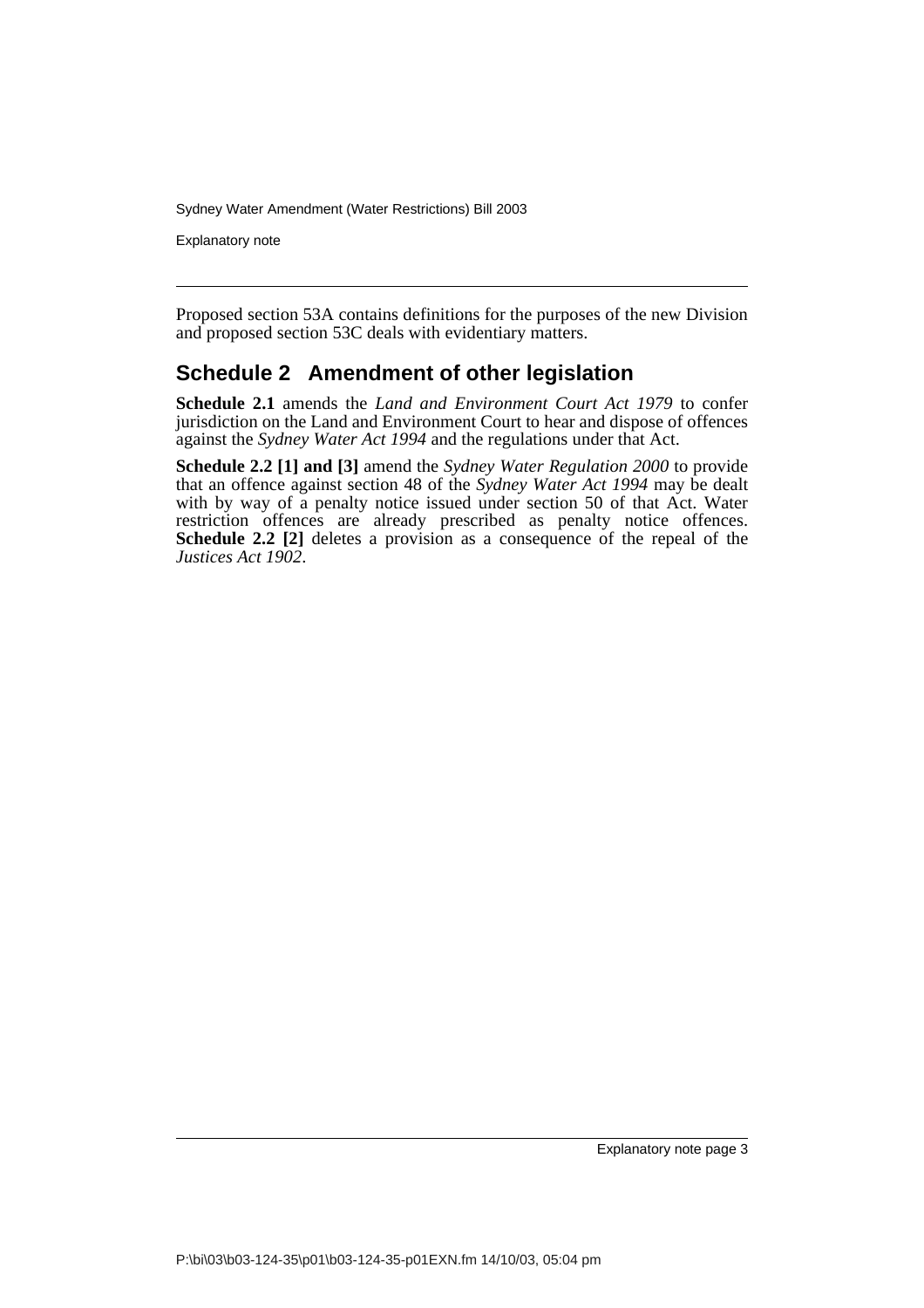Proposed section 53A contains definitions for the purposes of the new Division and proposed section 53C deals with evidentiary matters.

## Schedule 2 Amendment of other legislation

**Schedule 2.1** amends the *Land and Environment Court Act 1979* to confer jurisdiction on the Land and Environment Court to hear and dispose of offences against the *Sydney Water Act 1994* and the regulations under that Act.

**Schedule 2.2 [1] and [3]** amend the *Sydney Water Regulation 2000* to provide that an offence against section 48 of the *Sydney Water Act 1994* may be dealt with by way of a penalty notice issued under section 50 of that Act. Water restriction offences are already prescribed as penalty notice offences. **Schedule 2.2 [2]** deletes a provision as a consequence of the repeal of the *Justices Act 1902*.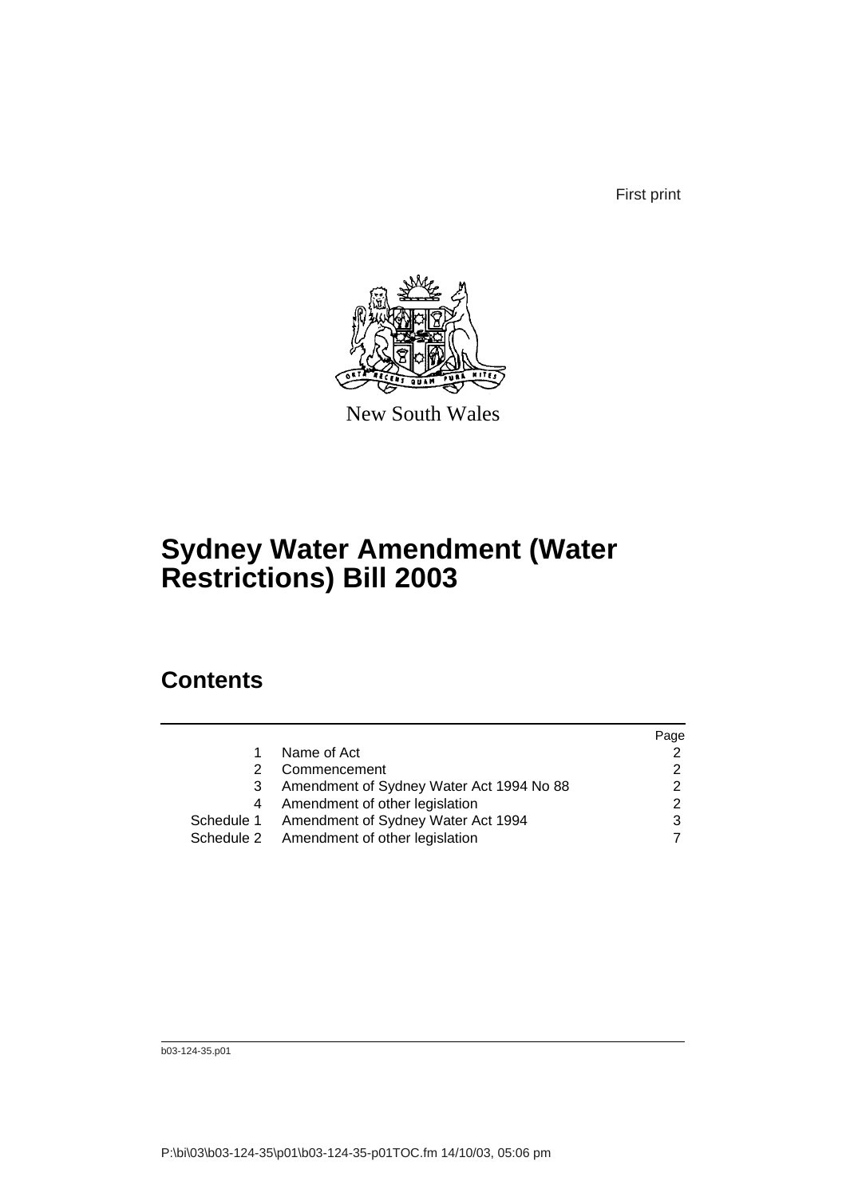First print

New South Wales

# Sydney Water Amendment (Water Restrictions) Bill 2003

## Contents

| | | Page |
|---|---|---|
| 1 | Name of Act | 2 |
| 2 | Commencement | 2 |
| 3 | Amendment of Sydney Water Act 1994 No 88 | 2 |
| 4 | Amendment of other legislation | 2 |
| Schedule 1 | Amendment of Sydney Water Act 1994 | 3 |
| Schedule 2 | Amendment of other legislation | 7 |

b03-124-35.p01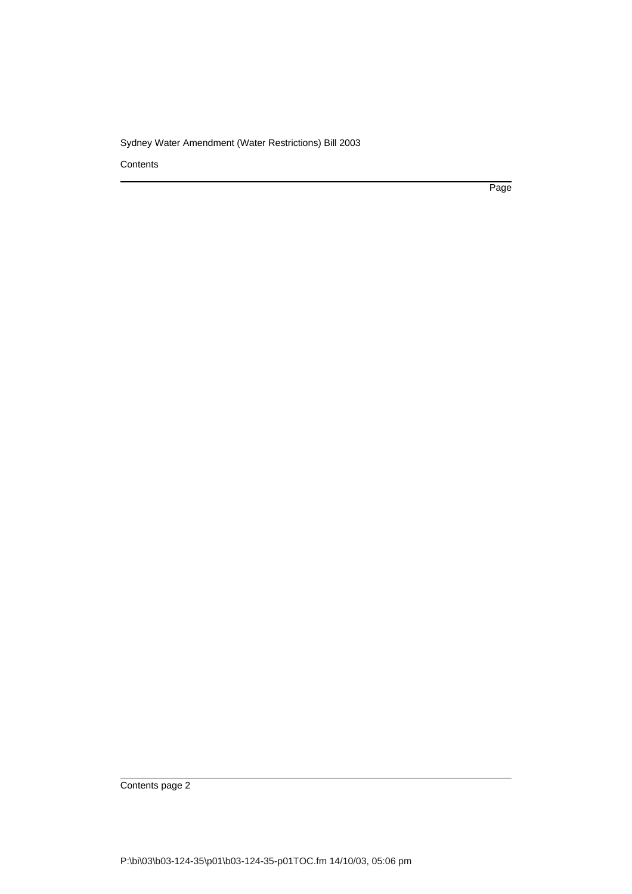Contents

Page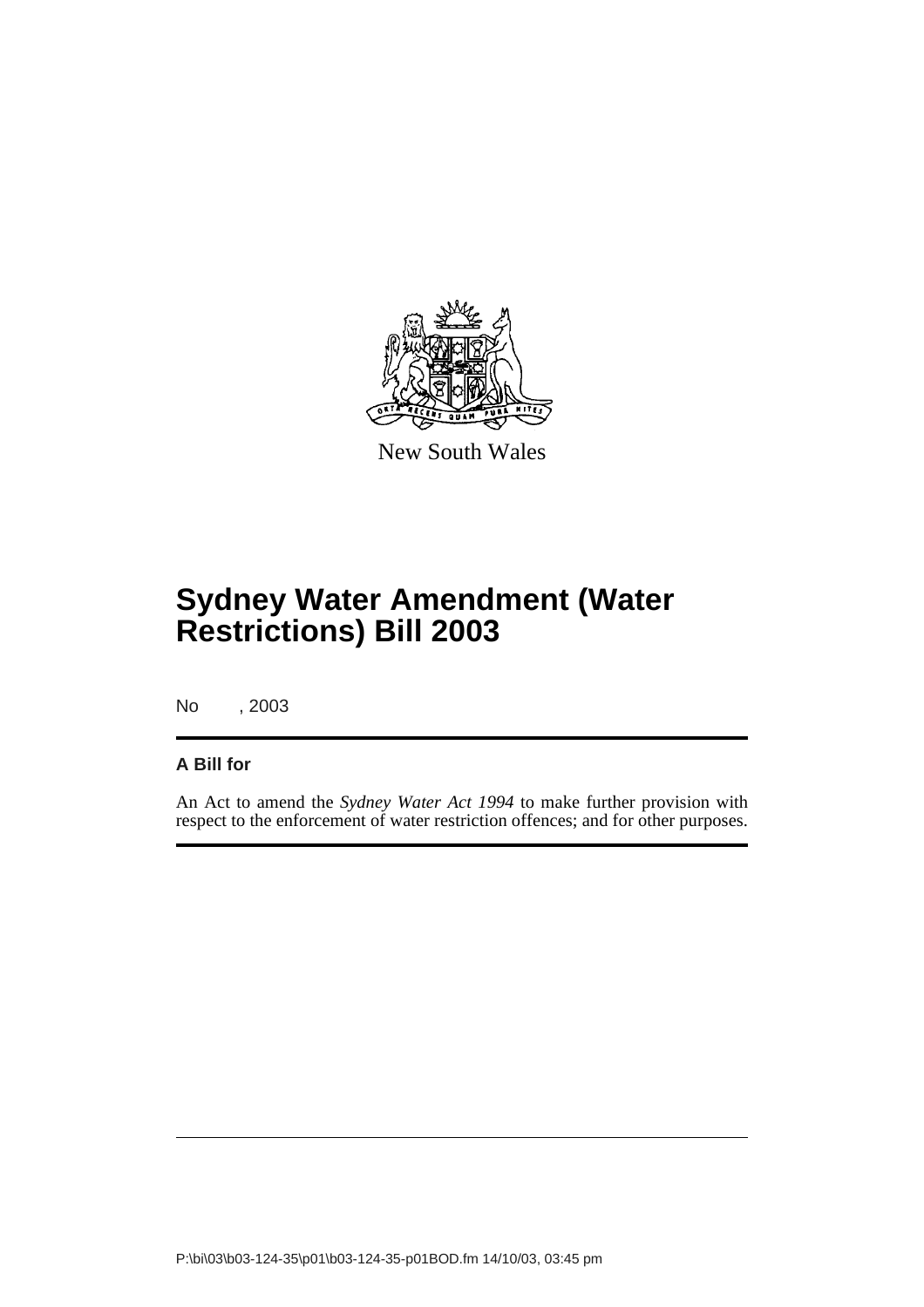New South Wales

# Sydney Water Amendment (Water Restrictions) Bill 2003

No , 2003

**A Bill for**

An Act to amend the *Sydney Water Act 1994* to make further provision with respect to the enforcement of water restriction offences; and for other purposes.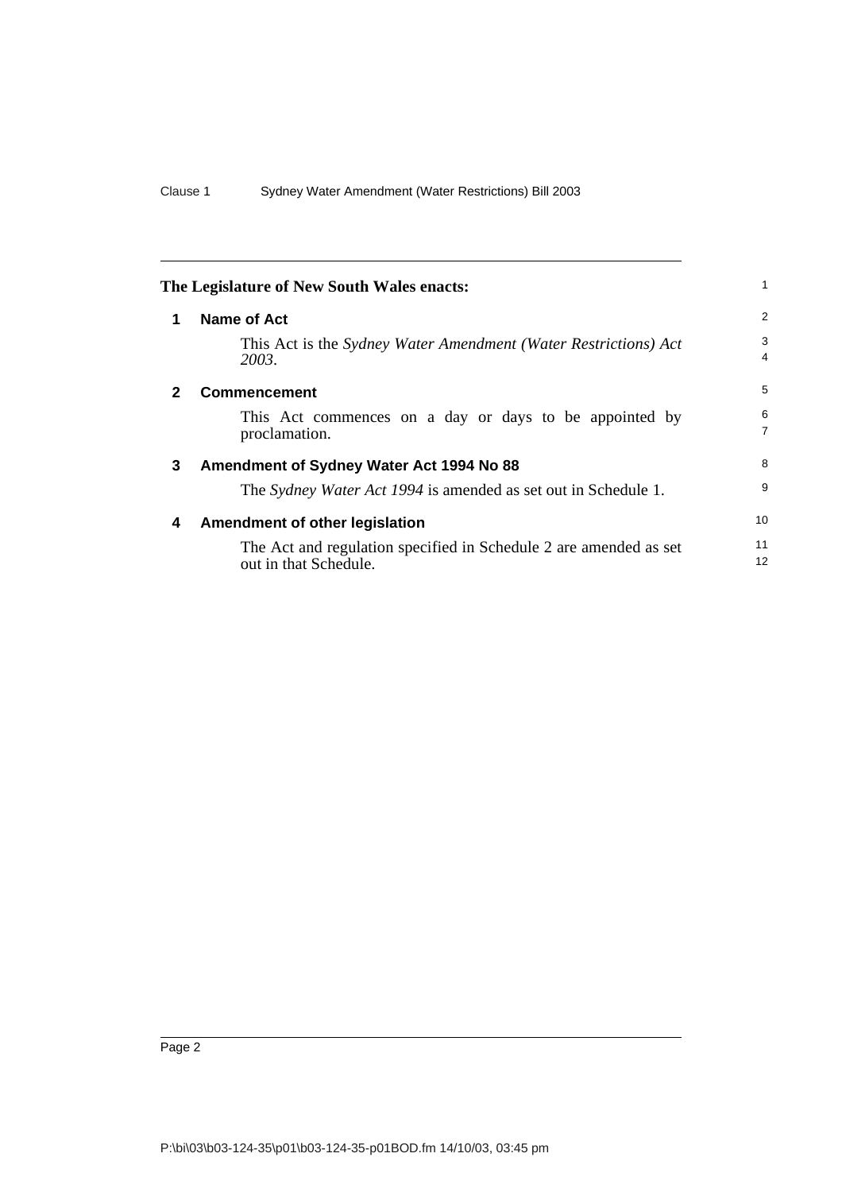**The Legislature of New South Wales enacts:**

## 1 Name of Act

This Act is the *Sydney Water Amendment (Water Restrictions) Act 2003*.

## 2 Commencement

This Act commences on a day or days to be appointed by proclamation.

## 3 Amendment of Sydney Water Act 1994 No 88

The *Sydney Water Act 1994* is amended as set out in Schedule 1.

## 4 Amendment of other legislation

The Act and regulation specified in Schedule 2 are amended as set out in that Schedule.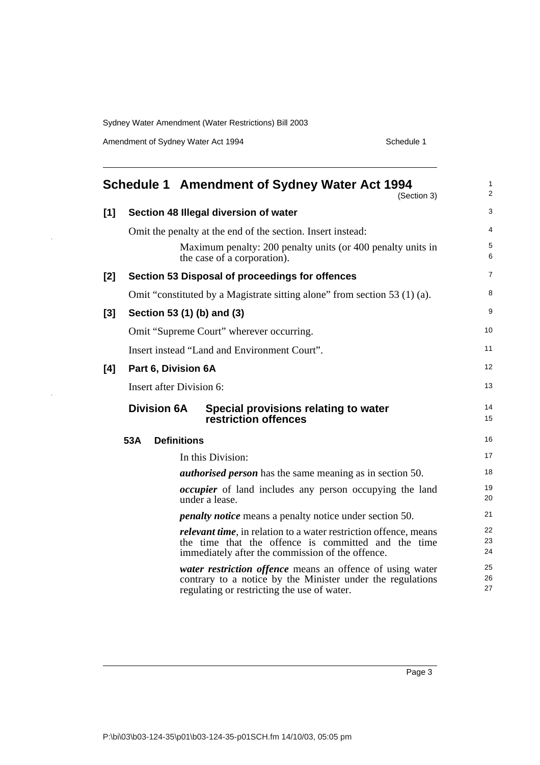# Schedule 1 Amendment of Sydney Water Act 1994

(Section 3)

**[1] Section 48 Illegal diversion of water**

Omit the penalty at the end of the section. Insert instead:

Maximum penalty: 200 penalty units (or 400 penalty units in the case of a corporation).

**[2] Section 53 Disposal of proceedings for offences**

Omit "constituted by a Magistrate sitting alone" from section 53 (1) (a).

**[3] Section 53 (1) (b) and (3)**

Omit "Supreme Court" wherever occurring.

Insert instead "Land and Environment Court".

**[4] Part 6, Division 6A**

Insert after Division 6:

## Division 6A Special provisions relating to water restriction offences

### 53A Definitions

In this Division:

***authorised person*** has the same meaning as in section 50.

***occupier*** of land includes any person occupying the land under a lease.

***penalty notice*** means a penalty notice under section 50.

***relevant time***, in relation to a water restriction offence, means the time that the offence is committed and the time immediately after the commission of the offence.

***water restriction offence*** means an offence of using water contrary to a notice by the Minister under the regulations regulating or restricting the use of water.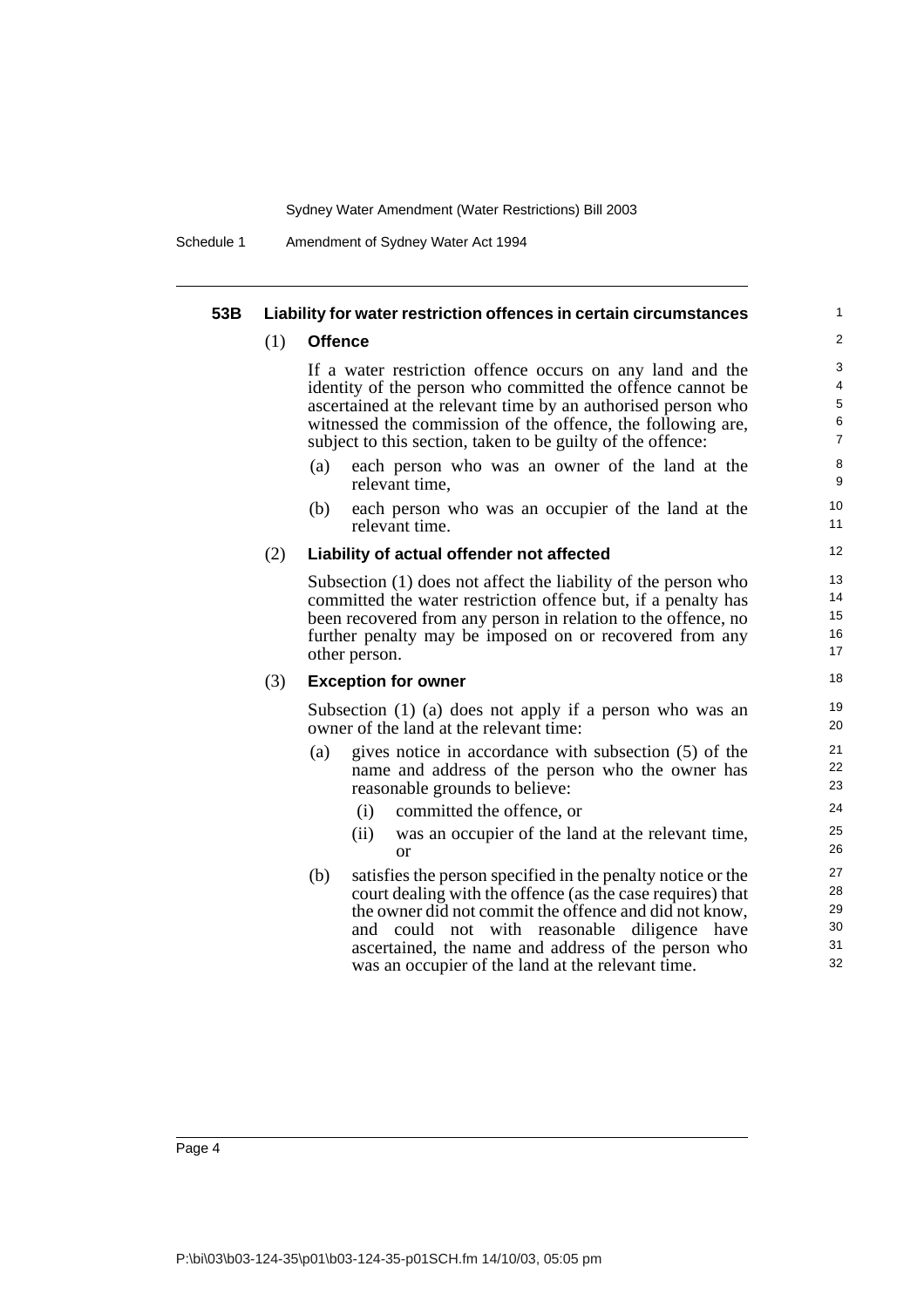### 53B Liability for water restriction offences in certain circumstances

(1) **Offence**

If a water restriction offence occurs on any land and the identity of the person who committed the offence cannot be ascertained at the relevant time by an authorised person who witnessed the commission of the offence, the following are, subject to this section, taken to be guilty of the offence:

(a) each person who was an owner of the land at the relevant time,

(b) each person who was an occupier of the land at the relevant time.

(2) **Liability of actual offender not affected**

Subsection (1) does not affect the liability of the person who committed the water restriction offence but, if a penalty has been recovered from any person in relation to the offence, no further penalty may be imposed on or recovered from any other person.

(3) **Exception for owner**

Subsection (1) (a) does not apply if a person who was an owner of the land at the relevant time:

(a) gives notice in accordance with subsection (5) of the name and address of the person who the owner has reasonable grounds to believe:

(i) committed the offence, or

(ii) was an occupier of the land at the relevant time, or

(b) satisfies the person specified in the penalty notice or the court dealing with the offence (as the case requires) that the owner did not commit the offence and did not know, and could not with reasonable diligence have ascertained, the name and address of the person who was an occupier of the land at the relevant time.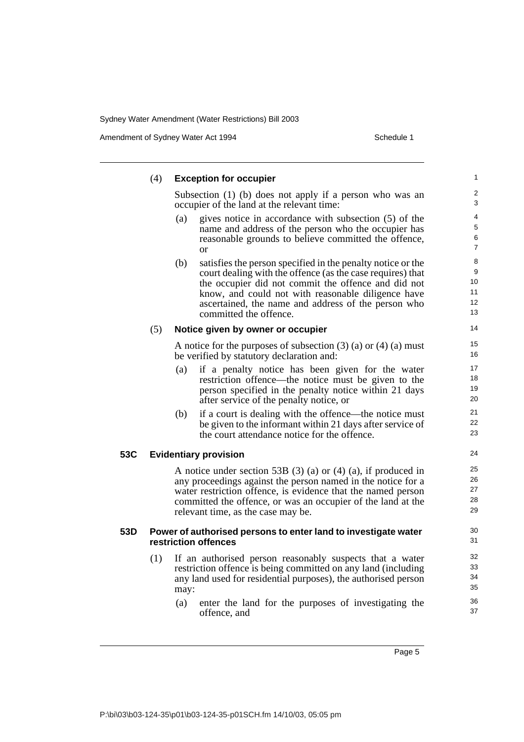(4) **Exception for occupier**

Subsection (1) (b) does not apply if a person who was an occupier of the land at the relevant time:

(a) gives notice in accordance with subsection (5) of the name and address of the person who the occupier has reasonable grounds to believe committed the offence, or

(b) satisfies the person specified in the penalty notice or the court dealing with the offence (as the case requires) that the occupier did not commit the offence and did not know, and could not with reasonable diligence have ascertained, the name and address of the person who committed the offence.

(5) **Notice given by owner or occupier**

A notice for the purposes of subsection (3) (a) or (4) (a) must be verified by statutory declaration and:

(a) if a penalty notice has been given for the water restriction offence—the notice must be given to the person specified in the penalty notice within 21 days after service of the penalty notice, or

(b) if a court is dealing with the offence—the notice must be given to the informant within 21 days after service of the court attendance notice for the offence.

### 53C Evidentiary provision

A notice under section 53B (3) (a) or (4) (a), if produced in any proceedings against the person named in the notice for a water restriction offence, is evidence that the named person committed the offence, or was an occupier of the land at the relevant time, as the case may be.

### 53D Power of authorised persons to enter land to investigate water restriction offences

(1) If an authorised person reasonably suspects that a water restriction offence is being committed on any land (including any land used for residential purposes), the authorised person may:

(a) enter the land for the purposes of investigating the offence, and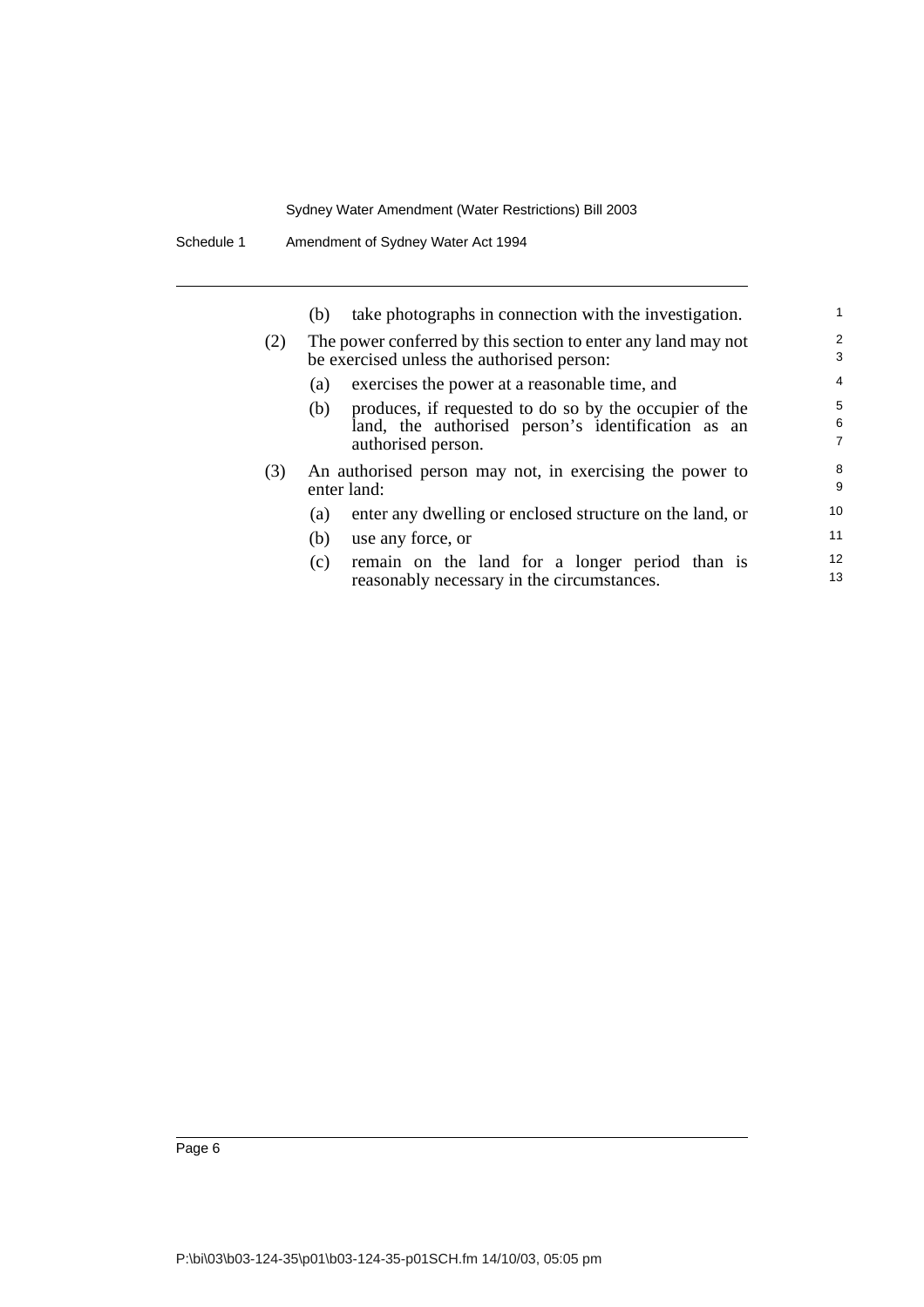(b) take photographs in connection with the investigation.

(2) The power conferred by this section to enter any land may not be exercised unless the authorised person:

(a) exercises the power at a reasonable time, and

(b) produces, if requested to do so by the occupier of the land, the authorised person's identification as an authorised person.

(3) An authorised person may not, in exercising the power to enter land:

(a) enter any dwelling or enclosed structure on the land, or

(b) use any force, or

(c) remain on the land for a longer period than is reasonably necessary in the circumstances.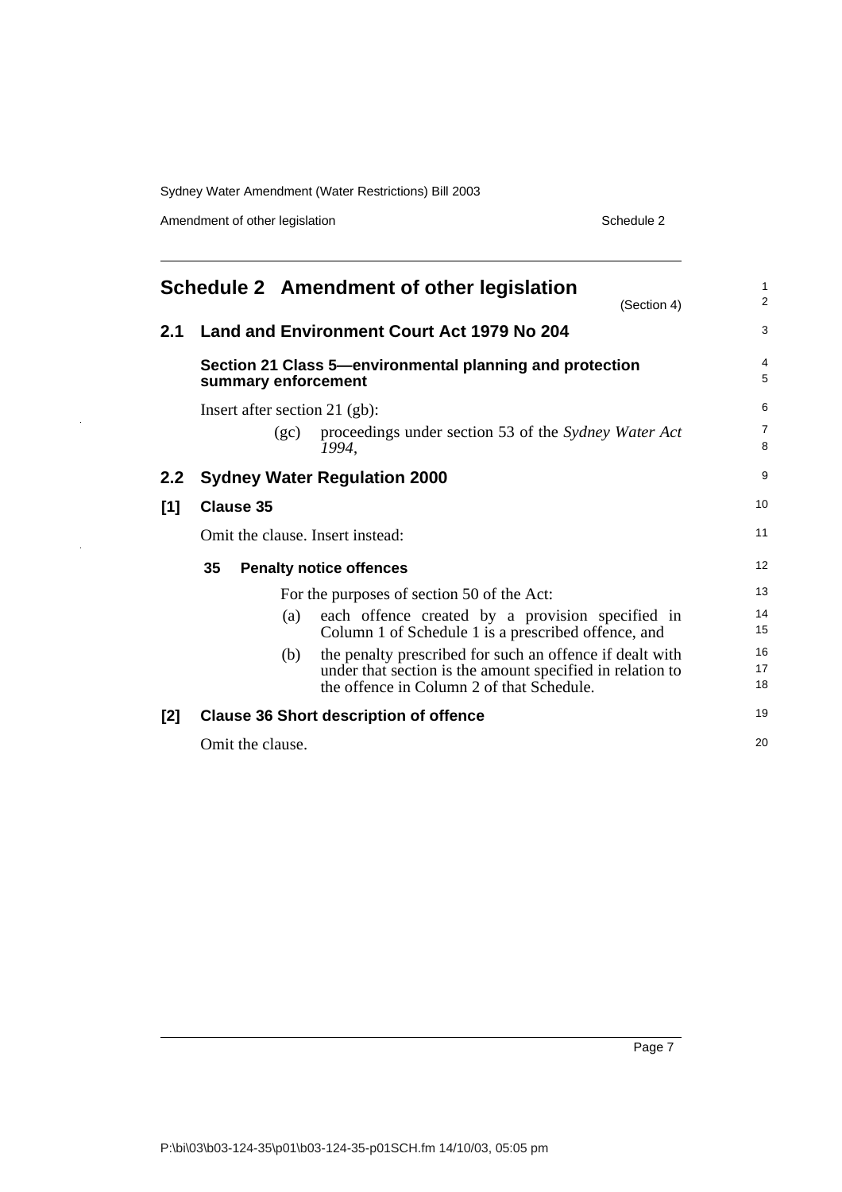# Schedule 2 Amendment of other legislation

(Section 4)

## 2.1 Land and Environment Court Act 1979 No 204

### Section 21 Class 5—environmental planning and protection summary enforcement

Insert after section 21 (gb):

(gc) proceedings under section 53 of the *Sydney Water Act 1994*,

## 2.2 Sydney Water Regulation 2000

### [1] Clause 35

Omit the clause. Insert instead:

**35 Penalty notice offences**

For the purposes of section 50 of the Act:

(a) each offence created by a provision specified in Column 1 of Schedule 1 is a prescribed offence, and

(b) the penalty prescribed for such an offence if dealt with under that section is the amount specified in relation to the offence in Column 2 of that Schedule.

### [2] Clause 36 Short description of offence

Omit the clause.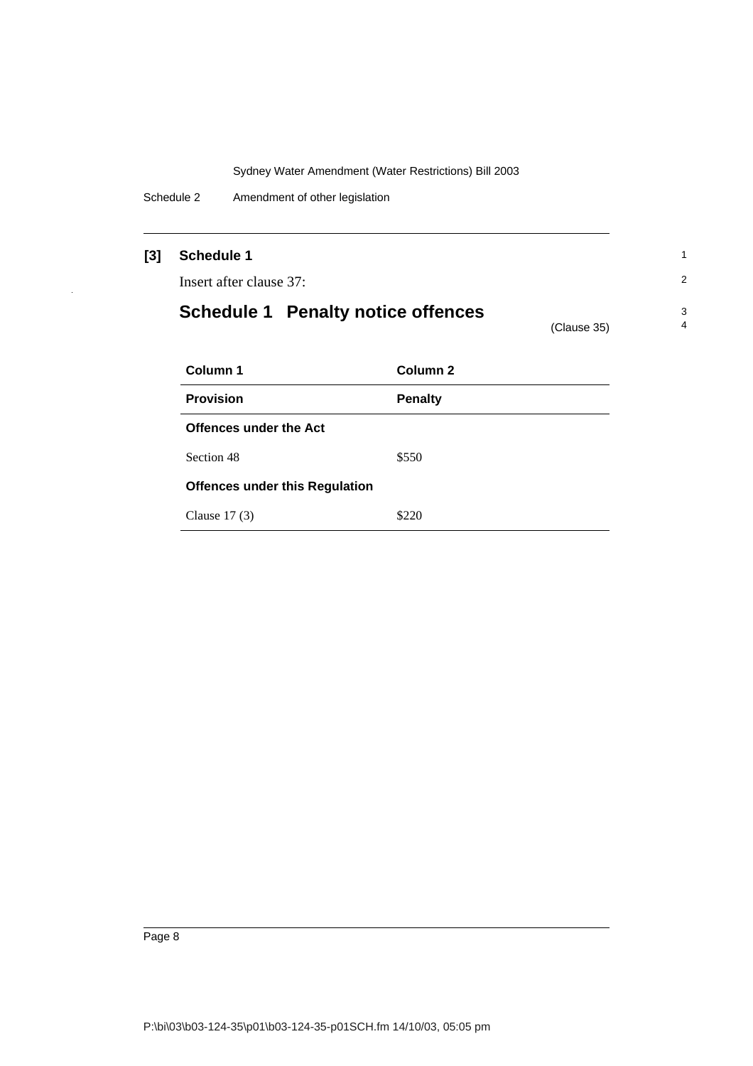**[3] Schedule 1**

Insert after clause 37:

## Schedule 1 Penalty notice offences

(Clause 35)

| Column 1 | Column 2 |
| --- | --- |
| **Provision** | **Penalty** |
| **Offences under the Act** | |
| Section 48 | \$550 |
| **Offences under this Regulation** | |
| Clause 17 (3) | \$220 |